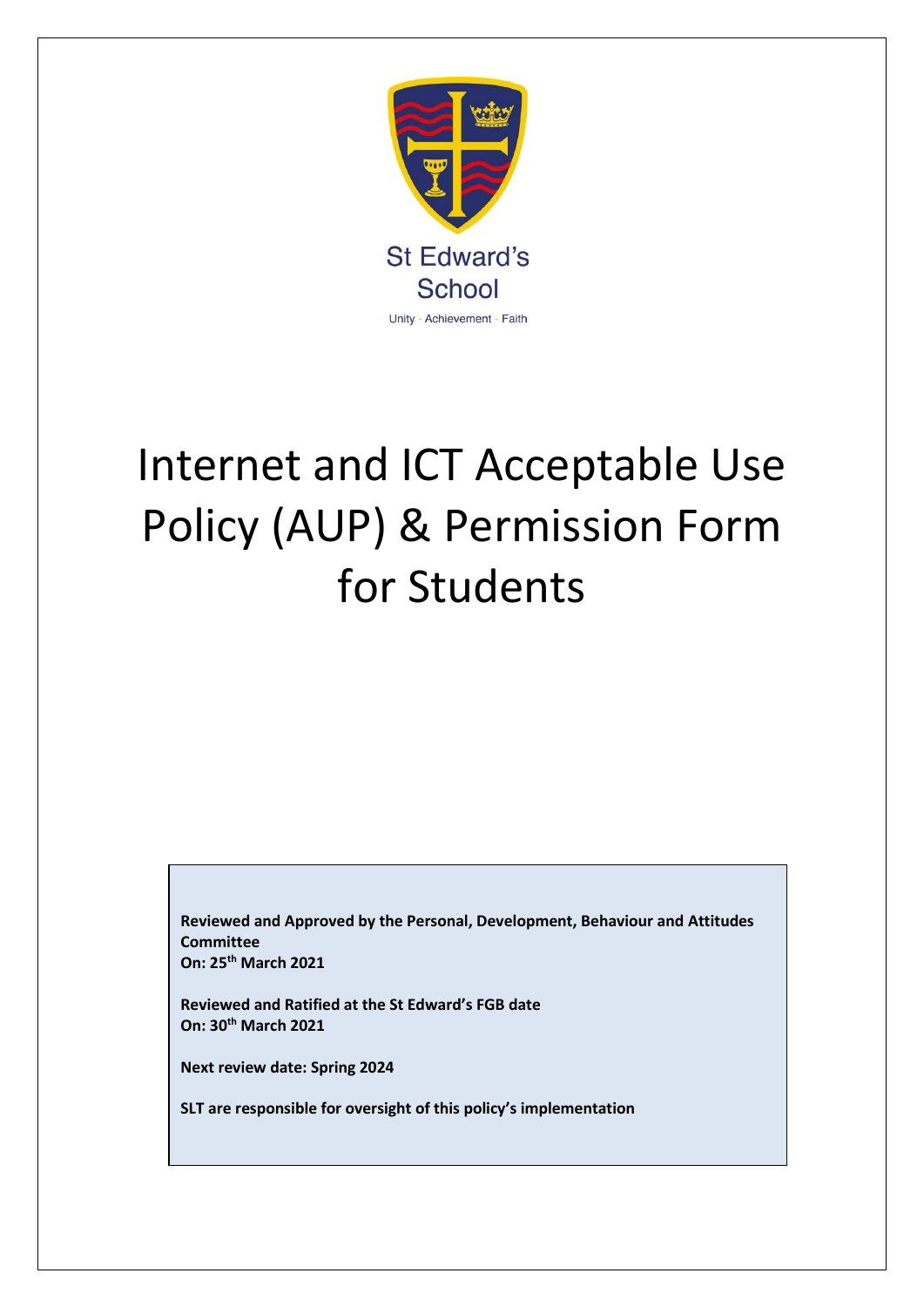St Edward's School

Unity - Achievement - Faith

# Internet and ICT Acceptable Use Policy (AUP) & Permission Form for Students

**Reviewed and Approved by the Personal, Development, Behaviour and Attitudes Committee**
**On: 25th March 2021**

**Reviewed and Ratified at the St Edward's FGB date**
**On: 30th March 2021**

**Next review date: Spring 2024**

**SLT are responsible for oversight of this policy's implementation**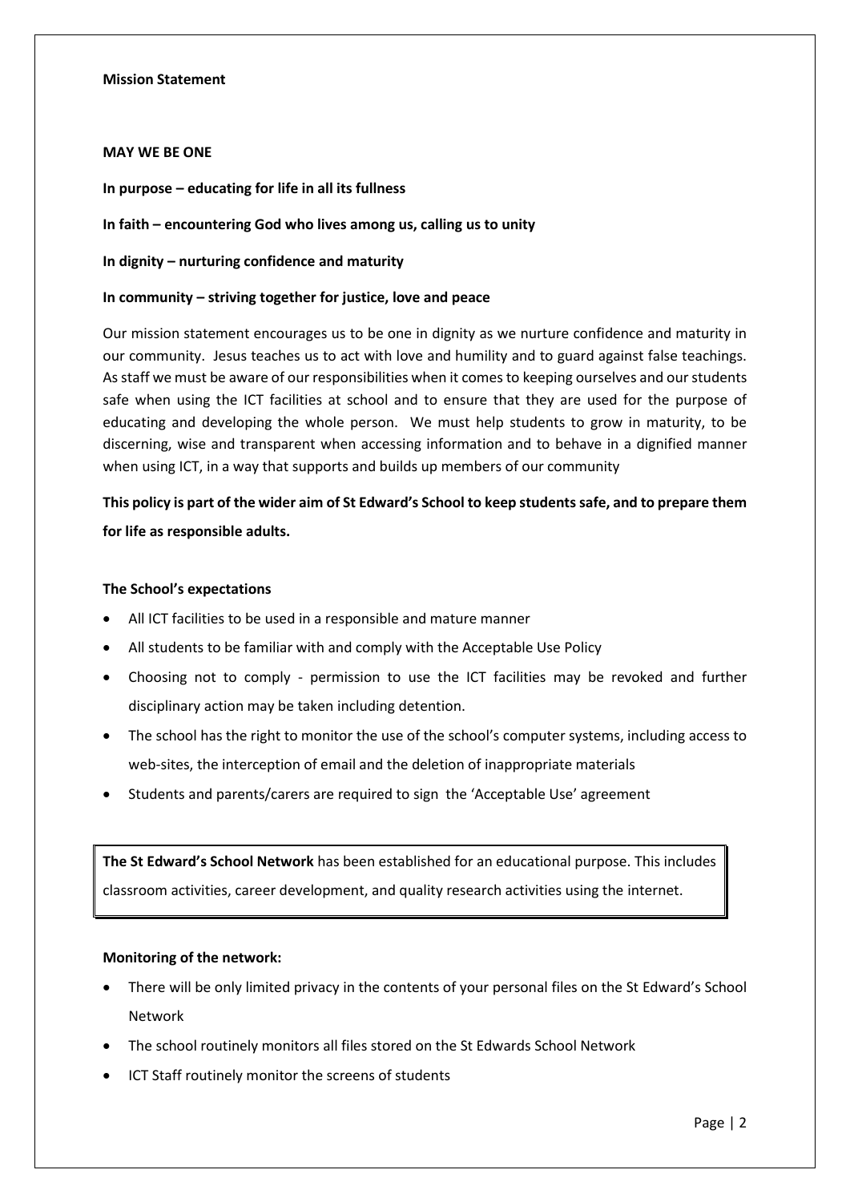**Mission Statement**

**MAY WE BE ONE**

**In purpose – educating for life in all its fullness**

**In faith – encountering God who lives among us, calling us to unity**

**In dignity – nurturing confidence and maturity**

**In community – striving together for justice, love and peace**

Our mission statement encourages us to be one in dignity as we nurture confidence and maturity in our community. Jesus teaches us to act with love and humility and to guard against false teachings. As staff we must be aware of our responsibilities when it comes to keeping ourselves and our students safe when using the ICT facilities at school and to ensure that they are used for the purpose of educating and developing the whole person. We must help students to grow in maturity, to be discerning, wise and transparent when accessing information and to behave in a dignified manner when using ICT, in a way that supports and builds up members of our community

**This policy is part of the wider aim of St Edward's School to keep students safe, and to prepare them for life as responsible adults.**

**The School's expectations**

- All ICT facilities to be used in a responsible and mature manner
- All students to be familiar with and comply with the Acceptable Use Policy
- Choosing not to comply - permission to use the ICT facilities may be revoked and further disciplinary action may be taken including detention.
- The school has the right to monitor the use of the school's computer systems, including access to web-sites, the interception of email and the deletion of inappropriate materials
- Students and parents/carers are required to sign the 'Acceptable Use' agreement

**The St Edward's School Network** has been established for an educational purpose. This includes classroom activities, career development, and quality research activities using the internet.

**Monitoring of the network:**

- There will be only limited privacy in the contents of your personal files on the St Edward's School Network
- The school routinely monitors all files stored on the St Edwards School Network
- ICT Staff routinely monitor the screens of students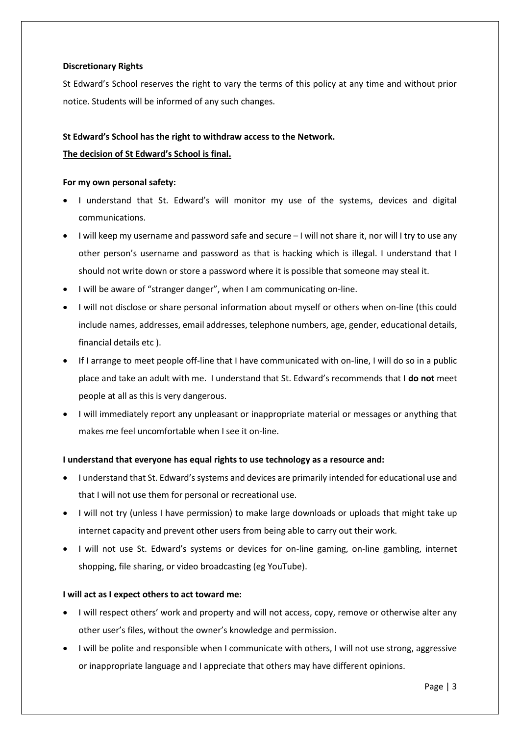**Discretionary Rights**

St Edward's School reserves the right to vary the terms of this policy at any time and without prior notice. Students will be informed of any such changes.

**St Edward's School has the right to withdraw access to the Network.**

**<u>The decision of St Edward's School is final.</u>**

**For my own personal safety:**

- I understand that St. Edward's will monitor my use of the systems, devices and digital communications.
- I will keep my username and password safe and secure – I will not share it, nor will I try to use any other person's username and password as that is hacking which is illegal. I understand that I should not write down or store a password where it is possible that someone may steal it.
- I will be aware of "stranger danger", when I am communicating on-line.
- I will not disclose or share personal information about myself or others when on-line (this could include names, addresses, email addresses, telephone numbers, age, gender, educational details, financial details etc ).
- If I arrange to meet people off-line that I have communicated with on-line, I will do so in a public place and take an adult with me. I understand that St. Edward's recommends that I **do not** meet people at all as this is very dangerous.
- I will immediately report any unpleasant or inappropriate material or messages or anything that makes me feel uncomfortable when I see it on-line.

**I understand that everyone has equal rights to use technology as a resource and:**

- I understand that St. Edward's systems and devices are primarily intended for educational use and that I will not use them for personal or recreational use.
- I will not try (unless I have permission) to make large downloads or uploads that might take up internet capacity and prevent other users from being able to carry out their work.
- I will not use St. Edward's systems or devices for on-line gaming, on-line gambling, internet shopping, file sharing, or video broadcasting (eg YouTube).

**I will act as I expect others to act toward me:**

- I will respect others' work and property and will not access, copy, remove or otherwise alter any other user's files, without the owner's knowledge and permission.
- I will be polite and responsible when I communicate with others, I will not use strong, aggressive or inappropriate language and I appreciate that others may have different opinions.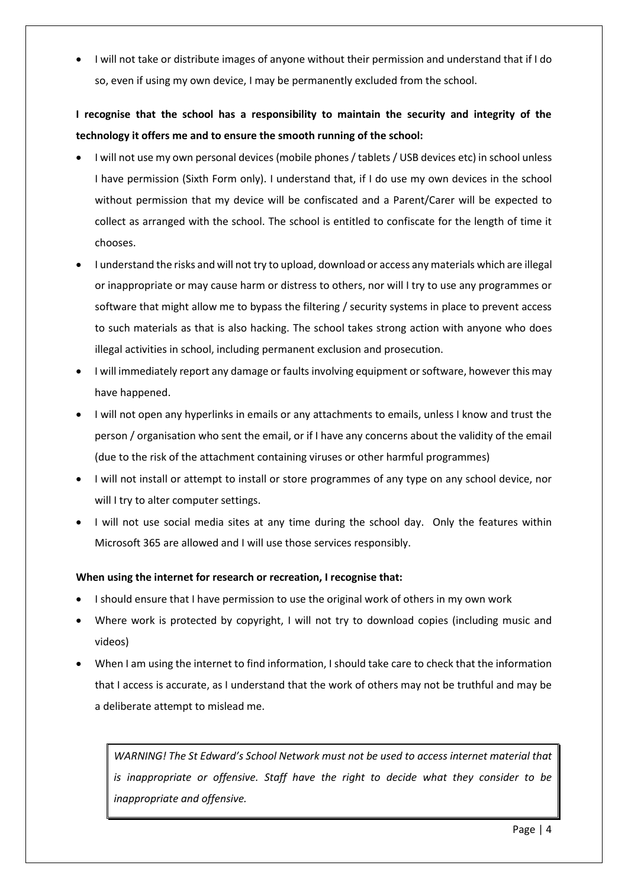- I will not take or distribute images of anyone without their permission and understand that if I do so, even if using my own device, I may be permanently excluded from the school.

**I recognise that the school has a responsibility to maintain the security and integrity of the technology it offers me and to ensure the smooth running of the school:**

- I will not use my own personal devices (mobile phones / tablets / USB devices etc) in school unless I have permission (Sixth Form only). I understand that, if I do use my own devices in the school without permission that my device will be confiscated and a Parent/Carer will be expected to collect as arranged with the school. The school is entitled to confiscate for the length of time it chooses.
- I understand the risks and will not try to upload, download or access any materials which are illegal or inappropriate or may cause harm or distress to others, nor will I try to use any programmes or software that might allow me to bypass the filtering / security systems in place to prevent access to such materials as that is also hacking. The school takes strong action with anyone who does illegal activities in school, including permanent exclusion and prosecution.
- I will immediately report any damage or faults involving equipment or software, however this may have happened.
- I will not open any hyperlinks in emails or any attachments to emails, unless I know and trust the person / organisation who sent the email, or if I have any concerns about the validity of the email (due to the risk of the attachment containing viruses or other harmful programmes)
- I will not install or attempt to install or store programmes of any type on any school device, nor will I try to alter computer settings.
- I will not use social media sites at any time during the school day. Only the features within Microsoft 365 are allowed and I will use those services responsibly.

**When using the internet for research or recreation, I recognise that:**

- I should ensure that I have permission to use the original work of others in my own work
- Where work is protected by copyright, I will not try to download copies (including music and videos)
- When I am using the internet to find information, I should take care to check that the information that I access is accurate, as I understand that the work of others may not be truthful and may be a deliberate attempt to mislead me.

*WARNING! The St Edward's School Network must not be used to access internet material that is inappropriate or offensive. Staff have the right to decide what they consider to be inappropriate and offensive.*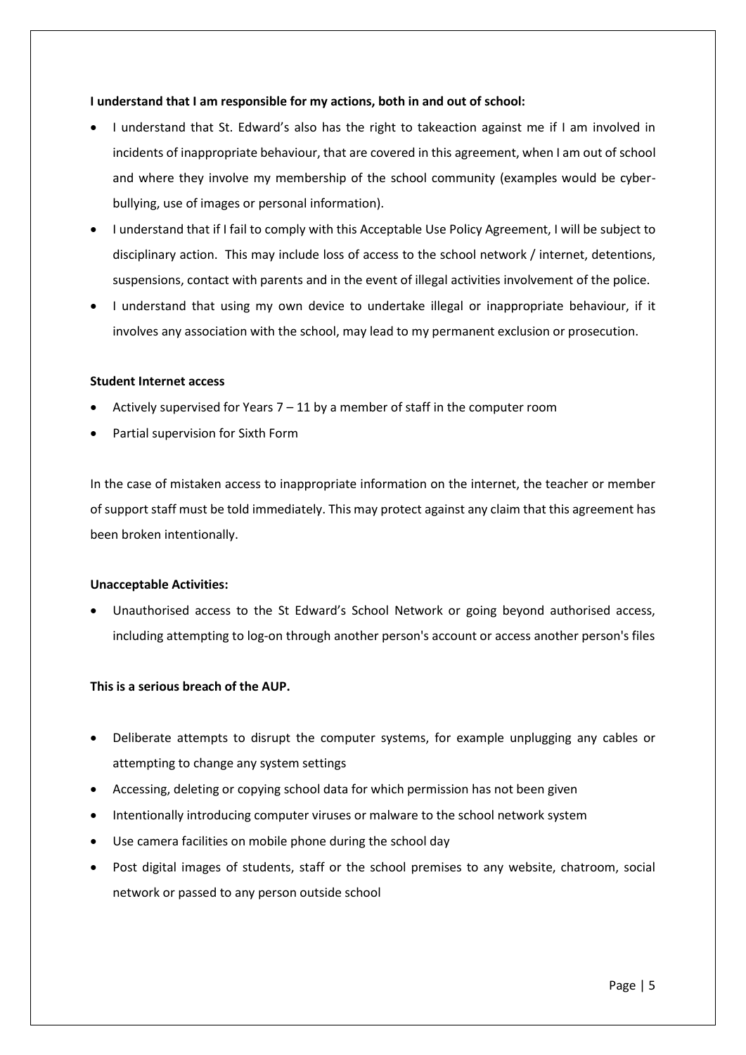**I understand that I am responsible for my actions, both in and out of school:**

- I understand that St. Edward's also has the right to takeaction against me if I am involved in incidents of inappropriate behaviour, that are covered in this agreement, when I am out of school and where they involve my membership of the school community (examples would be cyber-bullying, use of images or personal information).
- I understand that if I fail to comply with this Acceptable Use Policy Agreement, I will be subject to disciplinary action. This may include loss of access to the school network / internet, detentions, suspensions, contact with parents and in the event of illegal activities involvement of the police.
- I understand that using my own device to undertake illegal or inappropriate behaviour, if it involves any association with the school, may lead to my permanent exclusion or prosecution.

**Student Internet access**

- Actively supervised for Years 7 – 11 by a member of staff in the computer room
- Partial supervision for Sixth Form

In the case of mistaken access to inappropriate information on the internet, the teacher or member of support staff must be told immediately. This may protect against any claim that this agreement has been broken intentionally.

**Unacceptable Activities:**

- Unauthorised access to the St Edward's School Network or going beyond authorised access, including attempting to log-on through another person's account or access another person's files

**This is a serious breach of the AUP.**

- Deliberate attempts to disrupt the computer systems, for example unplugging any cables or attempting to change any system settings
- Accessing, deleting or copying school data for which permission has not been given
- Intentionally introducing computer viruses or malware to the school network system
- Use camera facilities on mobile phone during the school day
- Post digital images of students, staff or the school premises to any website, chatroom, social network or passed to any person outside school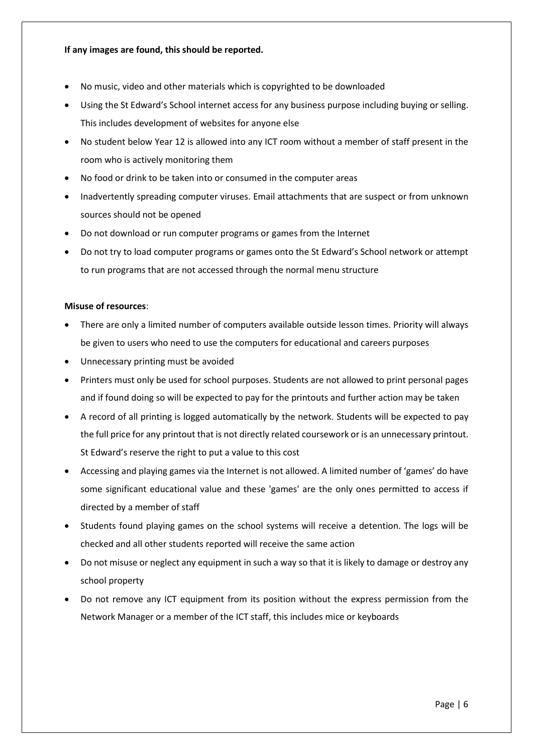**If any images are found, this should be reported.**

- No music, video and other materials which is copyrighted to be downloaded
- Using the St Edward's School internet access for any business purpose including buying or selling. This includes development of websites for anyone else
- No student below Year 12 is allowed into any ICT room without a member of staff present in the room who is actively monitoring them
- No food or drink to be taken into or consumed in the computer areas
- Inadvertently spreading computer viruses. Email attachments that are suspect or from unknown sources should not be opened
- Do not download or run computer programs or games from the Internet
- Do not try to load computer programs or games onto the St Edward's School network or attempt to run programs that are not accessed through the normal menu structure

**Misuse of resources**:

- There are only a limited number of computers available outside lesson times. Priority will always be given to users who need to use the computers for educational and careers purposes
- Unnecessary printing must be avoided
- Printers must only be used for school purposes. Students are not allowed to print personal pages and if found doing so will be expected to pay for the printouts and further action may be taken
- A record of all printing is logged automatically by the network. Students will be expected to pay the full price for any printout that is not directly related coursework or is an unnecessary printout. St Edward's reserve the right to put a value to this cost
- Accessing and playing games via the Internet is not allowed. A limited number of 'games' do have some significant educational value and these 'games' are the only ones permitted to access if directed by a member of staff
- Students found playing games on the school systems will receive a detention. The logs will be checked and all other students reported will receive the same action
- Do not misuse or neglect any equipment in such a way so that it is likely to damage or destroy any school property
- Do not remove any ICT equipment from its position without the express permission from the Network Manager or a member of the ICT staff, this includes mice or keyboards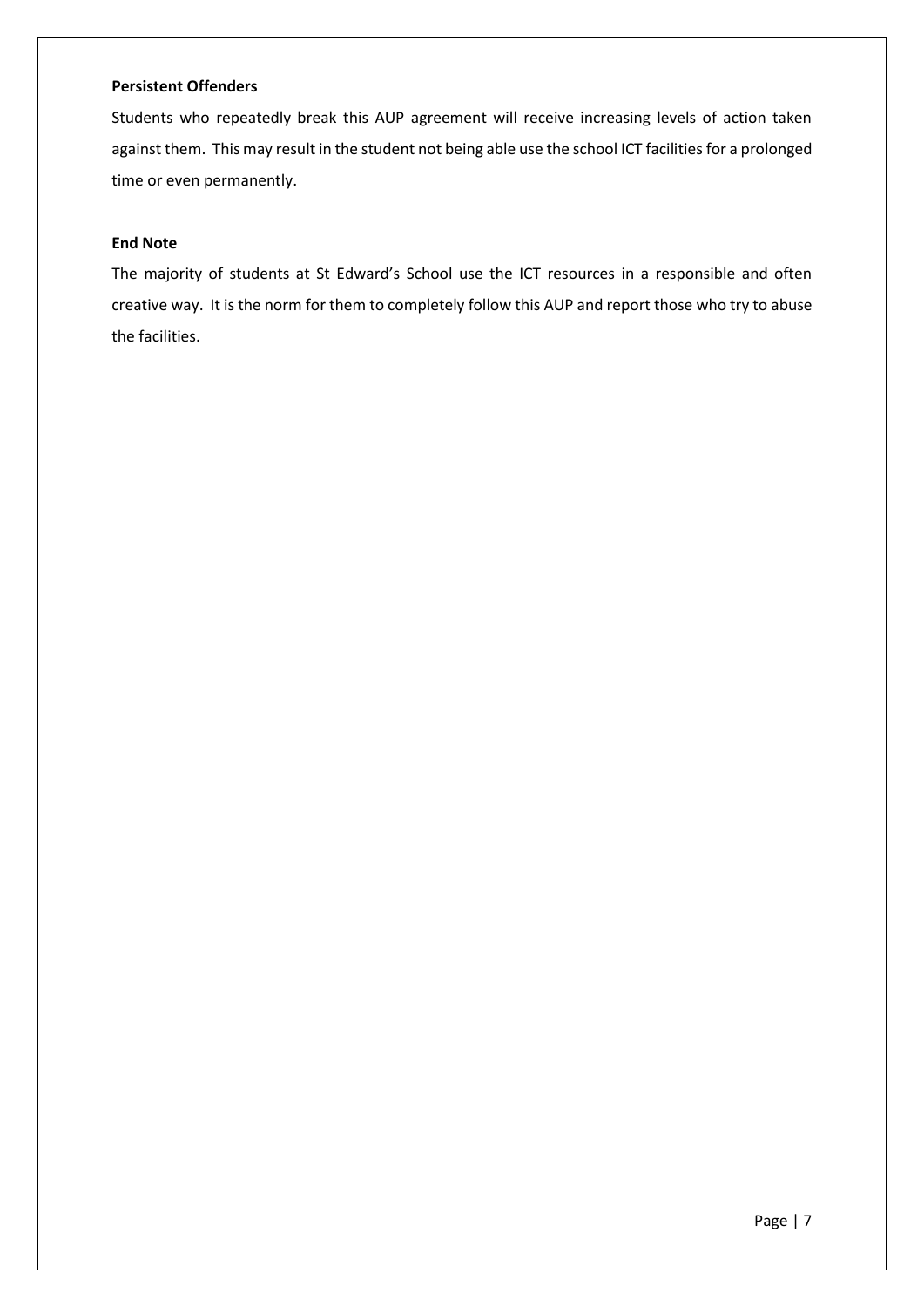**Persistent Offenders**

Students who repeatedly break this AUP agreement will receive increasing levels of action taken against them. This may result in the student not being able use the school ICT facilities for a prolonged time or even permanently.

**End Note**

The majority of students at St Edward's School use the ICT resources in a responsible and often creative way. It is the norm for them to completely follow this AUP and report those who try to abuse the facilities.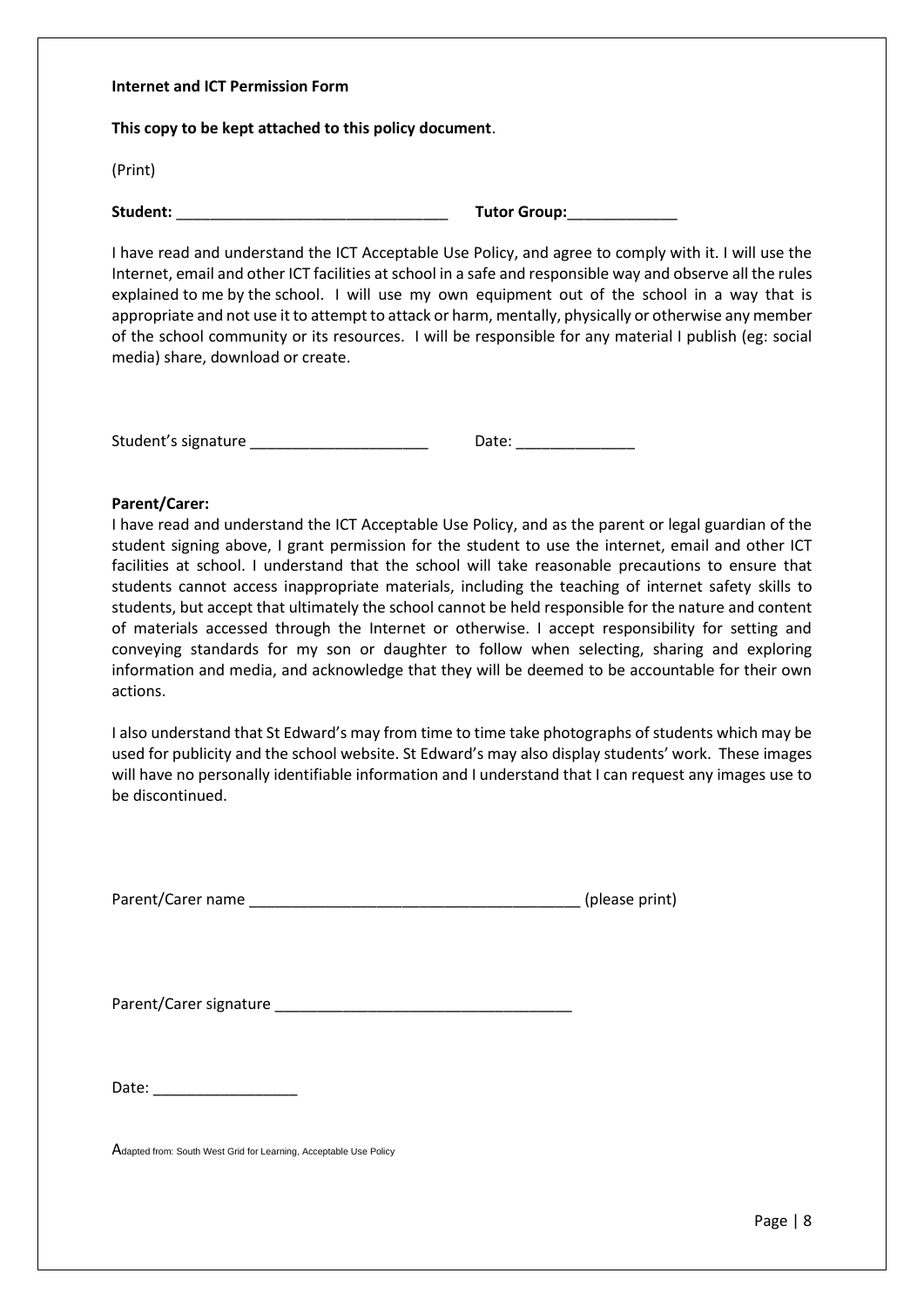**Internet and ICT Permission Form**

**This copy to be kept attached to this policy document**.

(Print)

**Student:** _______________________________ **Tutor Group:**_____________

I have read and understand the ICT Acceptable Use Policy, and agree to comply with it. I will use the Internet, email and other ICT facilities at school in a safe and responsible way and observe all the rules explained to me by the school. I will use my own equipment out of the school in a way that is appropriate and not use it to attempt to attack or harm, mentally, physically or otherwise any member of the school community or its resources. I will be responsible for any material I publish (eg: social media) share, download or create.

Student's signature _____________________ Date: ______________

**Parent/Carer:**

I have read and understand the ICT Acceptable Use Policy, and as the parent or legal guardian of the student signing above, I grant permission for the student to use the internet, email and other ICT facilities at school. I understand that the school will take reasonable precautions to ensure that students cannot access inappropriate materials, including the teaching of internet safety skills to students, but accept that ultimately the school cannot be held responsible for the nature and content of materials accessed through the Internet or otherwise. I accept responsibility for setting and conveying standards for my son or daughter to follow when selecting, sharing and exploring information and media, and acknowledge that they will be deemed to be accountable for their own actions.

I also understand that St Edward's may from time to time take photographs of students which may be used for publicity and the school website. St Edward's may also display students' work. These images will have no personally identifiable information and I understand that I can request any images use to be discontinued.

Parent/Carer name _______________________________________ (please print)

Parent/Carer signature ___________________________________

Date: _________________

Adapted from: South West Grid for Learning, Acceptable Use Policy